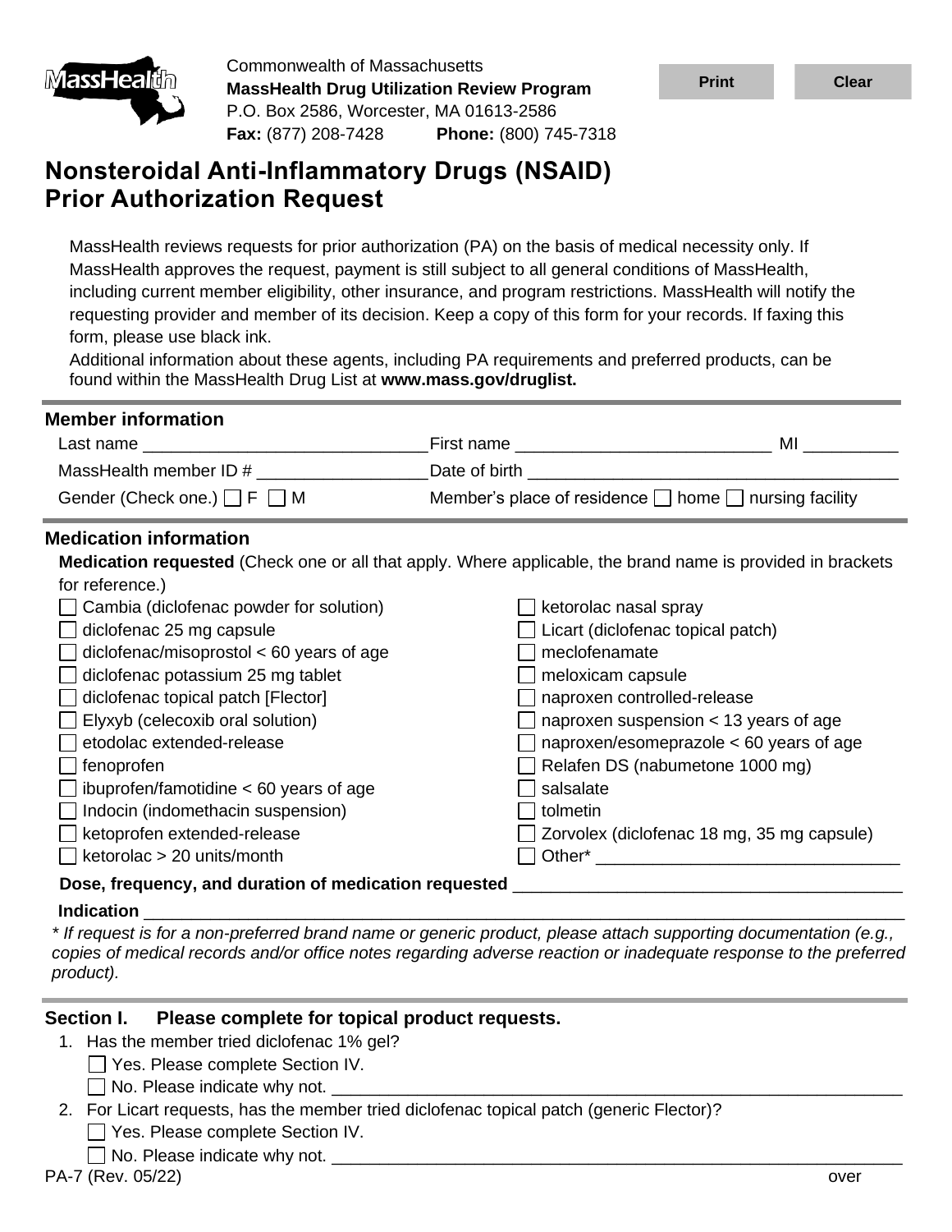Commonwealth of Massachusetts
**MassHealth Drug Utilization Review Program**
P.O. Box 2586, Worcester, MA 01613-2586
**Fax:** (877) 208-7428 **Phone:** (800) 745-7318

# Nonsteroidal Anti-Inflammatory Drugs (NSAID) Prior Authorization Request

MassHealth reviews requests for prior authorization (PA) on the basis of medical necessity only. If MassHealth approves the request, payment is still subject to all general conditions of MassHealth, including current member eligibility, other insurance, and program restrictions. MassHealth will notify the requesting provider and member of its decision. Keep a copy of this form for your records. If faxing this form, please use black ink.

Additional information about these agents, including PA requirements and preferred products, can be found within the MassHealth Drug List at **www.mass.gov/druglist.**

## Member information

Last name ______________________________ First name ___________________________ MI __________

MassHealth member ID # __________________ Date of birth ______________________________________

Gender (Check one.) ☐ F ☐ M Member's place of residence ☐ home ☐ nursing facility

## Medication information

**Medication requested** (Check one or all that apply. Where applicable, the brand name is provided in brackets for reference.)

- ☐ Cambia (diclofenac powder for solution)
- ☐ diclofenac 25 mg capsule
- ☐ diclofenac/misoprostol < 60 years of age
- ☐ diclofenac potassium 25 mg tablet
- ☐ diclofenac topical patch [Flector]
- ☐ Elyxyb (celecoxib oral solution)
- ☐ etodolac extended-release
- ☐ fenoprofen
- ☐ ibuprofen/famotidine < 60 years of age
- ☐ Indocin (indomethacin suspension)
- ☐ ketoprofen extended-release
- ☐ ketorolac > 20 units/month
- ☐ ketorolac nasal spray
- ☐ Licart (diclofenac topical patch)
- ☐ meclofenamate
- ☐ meloxicam capsule
- ☐ naproxen controlled-release
- ☐ naproxen suspension < 13 years of age
- ☐ naproxen/esomeprazole < 60 years of age
- ☐ Relafen DS (nabumetone 1000 mg)
- ☐ salsalate
- ☐ tolmetin
- ☐ Zorvolex (diclofenac 18 mg, 35 mg capsule)
- ☐ Other* ________________________________

**Dose, frequency, and duration of medication requested** ________________________________________

**Indication** ________________________________________________________________________________

*\* If request is for a non-preferred brand name or generic product, please attach supporting documentation (e.g., copies of medical records and/or office notes regarding adverse reaction or inadequate response to the preferred product).*

## Section I. Please complete for topical product requests.

1. Has the member tried diclofenac 1% gel?
   ☐ Yes. Please complete Section IV.
   ☐ No. Please indicate why not. ______________________________________________________________
2. For Licart requests, has the member tried diclofenac topical patch (generic Flector)?
   ☐ Yes. Please complete Section IV.
   ☐ No. Please indicate why not. ______________________________________________________________

PA-7 (Rev. 05/22) over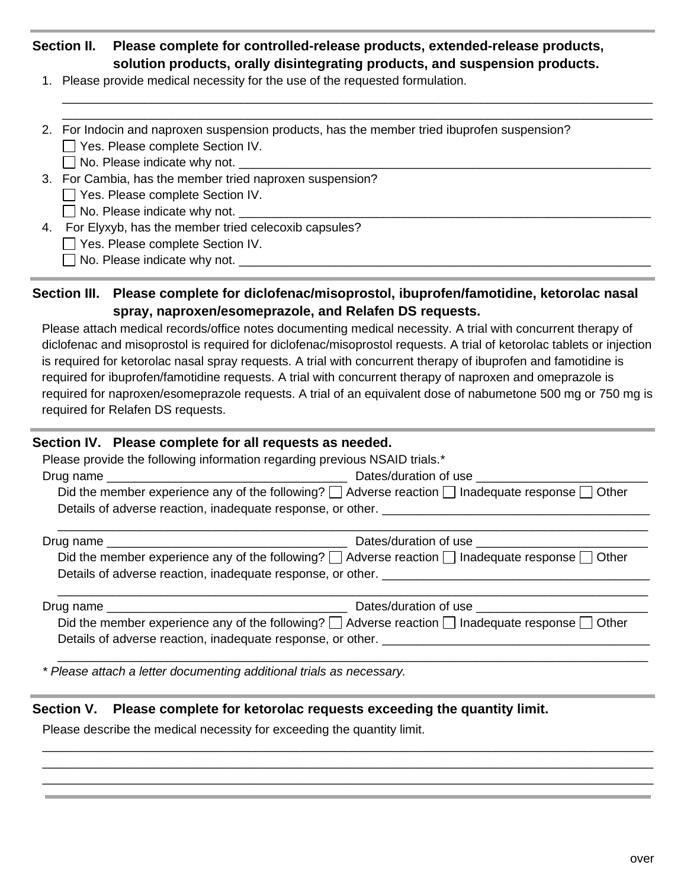## Section II. Please complete for controlled-release products, extended-release products, solution products, orally disintegrating products, and suspension products.

1. Please provide medical necessity for the use of the requested formulation.
   ____________________________________________________________________________
   ____________________________________________________________________________
2. For Indocin and naproxen suspension products, has the member tried ibuprofen suspension?
   - ☐ Yes. Please complete Section IV.
   - ☐ No. Please indicate why not. ______________________________________________
3. For Cambia, has the member tried naproxen suspension?
   - ☐ Yes. Please complete Section IV.
   - ☐ No. Please indicate why not. ______________________________________________
4. For Elyxyb, has the member tried celecoxib capsules?
   - ☐ Yes. Please complete Section IV.
   - ☐ No. Please indicate why not. ______________________________________________

## Section III. Please complete for diclofenac/misoprostol, ibuprofen/famotidine, ketorolac nasal spray, naproxen/esomeprazole, and Relafen DS requests.

Please attach medical records/office notes documenting medical necessity. A trial with concurrent therapy of diclofenac and misoprostol is required for diclofenac/misoprostol requests. A trial of ketorolac tablets or injection is required for ketorolac nasal spray requests. A trial with concurrent therapy of ibuprofen and famotidine is required for ibuprofen/famotidine requests. A trial with concurrent therapy of naproxen and omeprazole is required for naproxen/esomeprazole requests. A trial of an equivalent dose of nabumetone 500 mg or 750 mg is required for Relafen DS requests.

## Section IV. Please complete for all requests as needed.

Please provide the following information regarding previous NSAID trials.*

Drug name ______________________________ Dates/duration of use ____________________

Did the member experience any of the following? ☐ Adverse reaction ☐ Inadequate response ☐ Other

Details of adverse reaction, inadequate response, or other. ________________________________
____________________________________________________________________________

Drug name ______________________________ Dates/duration of use ____________________

Did the member experience any of the following? ☐ Adverse reaction ☐ Inadequate response ☐ Other

Details of adverse reaction, inadequate response, or other. ________________________________
____________________________________________________________________________

Drug name ______________________________ Dates/duration of use ____________________

Did the member experience any of the following? ☐ Adverse reaction ☐ Inadequate response ☐ Other

Details of adverse reaction, inadequate response, or other. ________________________________
____________________________________________________________________________

*\* Please attach a letter documenting additional trials as necessary.*

## Section V. Please complete for ketorolac requests exceeding the quantity limit.

Please describe the medical necessity for exceeding the quantity limit.

____________________________________________________________________________
____________________________________________________________________________
____________________________________________________________________________

over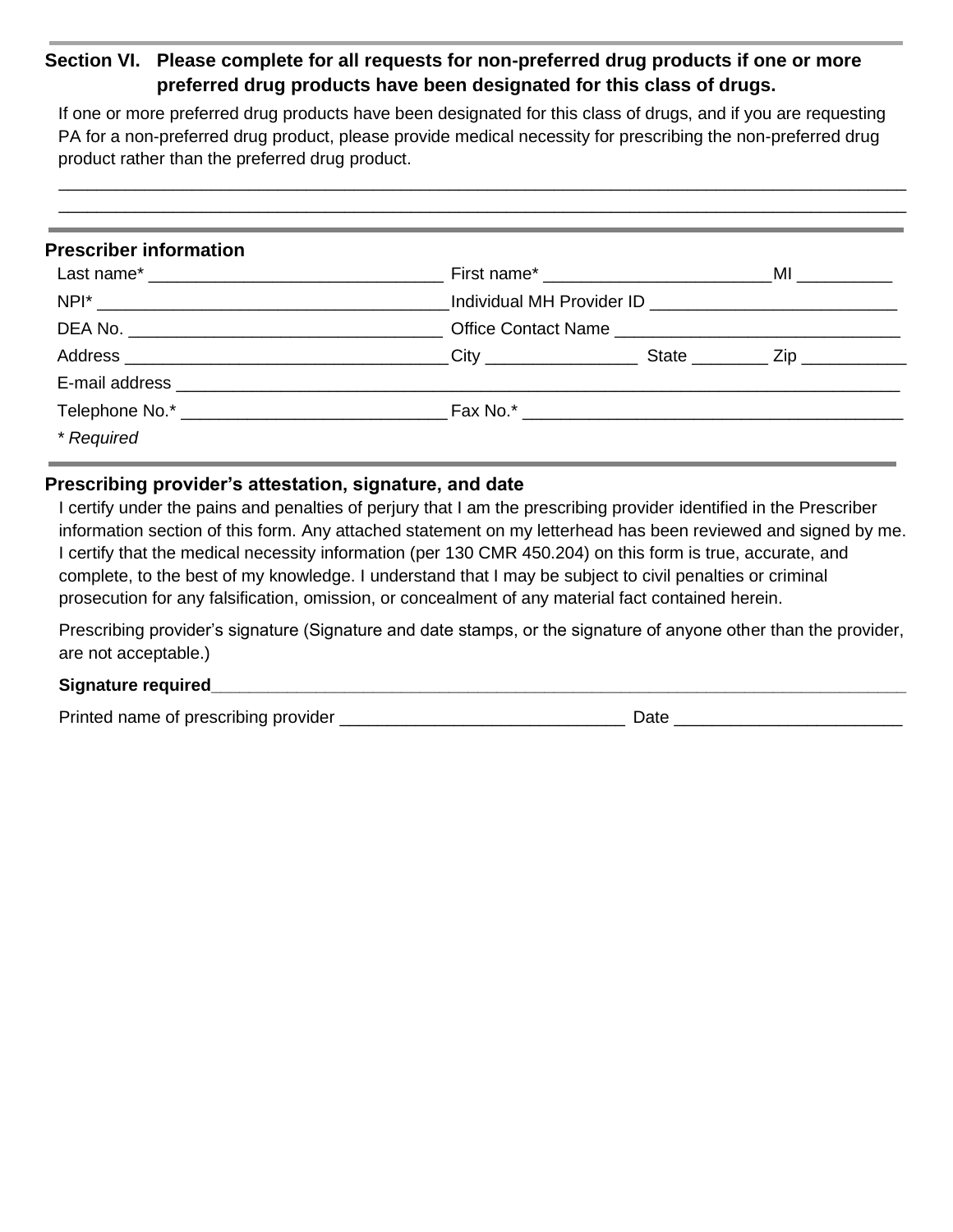## Section VI. Please complete for all requests for non-preferred drug products if one or more preferred drug products have been designated for this class of drugs.

If one or more preferred drug products have been designated for this class of drugs, and if you are requesting PA for a non-preferred drug product, please provide medical necessity for prescribing the non-preferred drug product rather than the preferred drug product.

_______________________________________________________________________________

_______________________________________________________________________________

## Prescriber information

Last name* ______________________________ First name* ________________________ MI __________

NPI* ___________________________________ Individual MH Provider ID _________________________

DEA No. ________________________________ Office Contact Name _____________________________

Address _________________________________ City ________________ State ________ Zip ___________

E-mail address ___________________________________________________________________________

Telephone No.* ___________________________ Fax No.* _______________________________________

*\* Required*

## Prescribing provider's attestation, signature, and date

I certify under the pains and penalties of perjury that I am the prescribing provider identified in the Prescriber information section of this form. Any attached statement on my letterhead has been reviewed and signed by me. I certify that the medical necessity information (per 130 CMR 450.204) on this form is true, accurate, and complete, to the best of my knowledge. I understand that I may be subject to civil penalties or criminal prosecution for any falsification, omission, or concealment of any material fact contained herein.

Prescribing provider's signature (Signature and date stamps, or the signature of anyone other than the provider, are not acceptable.)

**Signature required**____________________________________________________________________

Printed name of prescribing provider _____________________________ Date _______________________